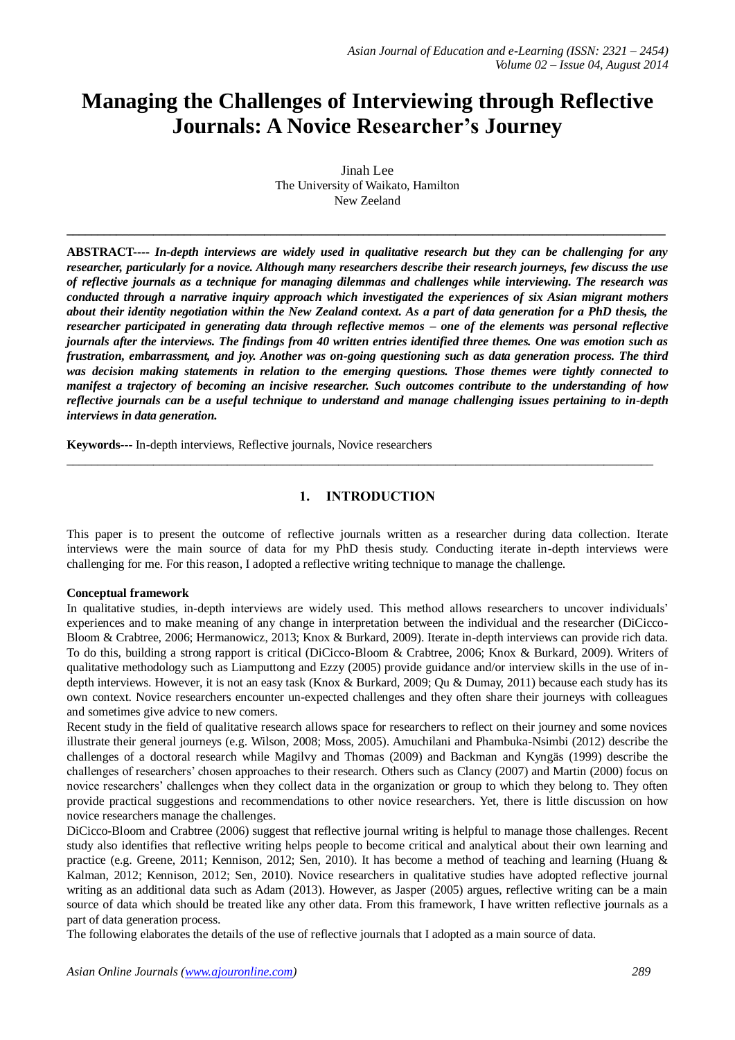# Managing the Challenges of Interviewing through Reflective Journals: A Novice Researcher's Journey

Jinah Lee
The University of Waikato, Hamilton
New Zeeland

---

**ABSTRACT----** ***In-depth interviews are widely used in qualitative research but they can be challenging for any researcher, particularly for a novice. Although many researchers describe their research journeys, few discuss the use of reflective journals as a technique for managing dilemmas and challenges while interviewing. The research was conducted through a narrative inquiry approach which investigated the experiences of six Asian migrant mothers about their identity negotiation within the New Zealand context. As a part of data generation for a PhD thesis, the researcher participated in generating data through reflective memos – one of the elements was personal reflective journals after the interviews. The findings from 40 written entries identified three themes. One was emotion such as frustration, embarrassment, and joy. Another was on-going questioning such as data generation process. The third was decision making statements in relation to the emerging questions. Those themes were tightly connected to manifest a trajectory of becoming an incisive researcher. Such outcomes contribute to the understanding of how reflective journals can be a useful technique to understand and manage challenging issues pertaining to in-depth interviews in data generation.***

**Keywords---** In-depth interviews, Reflective journals, Novice researchers

---

## 1. INTRODUCTION

This paper is to present the outcome of reflective journals written as a researcher during data collection. Iterate interviews were the main source of data for my PhD thesis study. Conducting iterate in-depth interviews were challenging for me. For this reason, I adopted a reflective writing technique to manage the challenge.

**Conceptual framework**

In qualitative studies, in-depth interviews are widely used. This method allows researchers to uncover individuals' experiences and to make meaning of any change in interpretation between the individual and the researcher (DiCicco-Bloom & Crabtree, 2006; Hermanowicz, 2013; Knox & Burkard, 2009). Iterate in-depth interviews can provide rich data. To do this, building a strong rapport is critical (DiCicco-Bloom & Crabtree, 2006; Knox & Burkard, 2009). Writers of qualitative methodology such as Liamputtong and Ezzy (2005) provide guidance and/or interview skills in the use of in-depth interviews. However, it is not an easy task (Knox & Burkard, 2009; Qu & Dumay, 2011) because each study has its own context. Novice researchers encounter un-expected challenges and they often share their journeys with colleagues and sometimes give advice to new comers.

Recent study in the field of qualitative research allows space for researchers to reflect on their journey and some novices illustrate their general journeys (e.g. Wilson, 2008; Moss, 2005). Amuchilani and Phambuka-Nsimbi (2012) describe the challenges of a doctoral research while Magilvy and Thomas (2009) and Backman and Kyngäs (1999) describe the challenges of researchers' chosen approaches to their research. Others such as Clancy (2007) and Martin (2000) focus on novice researchers' challenges when they collect data in the organization or group to which they belong to. They often provide practical suggestions and recommendations to other novice researchers. Yet, there is little discussion on how novice researchers manage the challenges.

DiCicco-Bloom and Crabtree (2006) suggest that reflective journal writing is helpful to manage those challenges. Recent study also identifies that reflective writing helps people to become critical and analytical about their own learning and practice (e.g. Greene, 2011; Kennison, 2012; Sen, 2010). It has become a method of teaching and learning (Huang & Kalman, 2012; Kennison, 2012; Sen, 2010). Novice researchers in qualitative studies have adopted reflective journal writing as an additional data such as Adam (2013). However, as Jasper (2005) argues, reflective writing can be a main source of data which should be treated like any other data. From this framework, I have written reflective journals as a part of data generation process.

The following elaborates the details of the use of reflective journals that I adopted as a main source of data.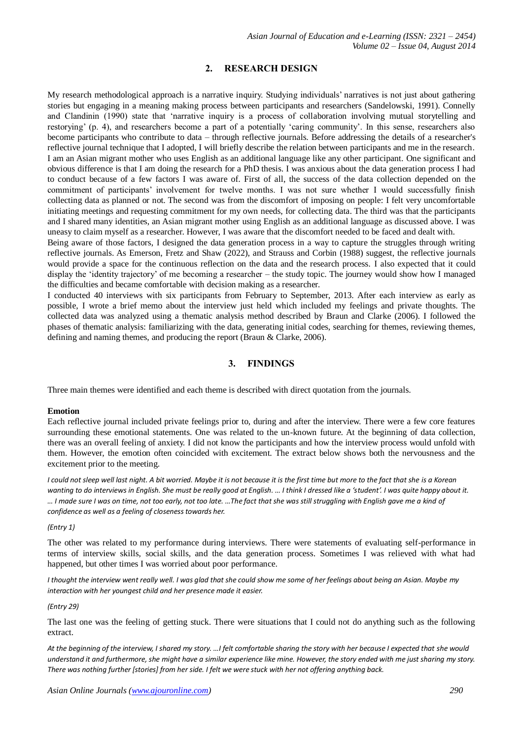## 2. RESEARCH DESIGN

My research methodological approach is a narrative inquiry. Studying individuals' narratives is not just about gathering stories but engaging in a meaning making process between participants and researchers (Sandelowski, 1991). Connelly and Clandinin (1990) state that 'narrative inquiry is a process of collaboration involving mutual storytelling and restorying' (p. 4), and researchers become a part of a potentially 'caring community'. In this sense, researchers also become participants who contribute to data – through reflective journals. Before addressing the details of a researcher's reflective journal technique that I adopted, I will briefly describe the relation between participants and me in the research. I am an Asian migrant mother who uses English as an additional language like any other participant. One significant and obvious difference is that I am doing the research for a PhD thesis. I was anxious about the data generation process I had to conduct because of a few factors I was aware of. First of all, the success of the data collection depended on the commitment of participants' involvement for twelve months. I was not sure whether I would successfully finish collecting data as planned or not. The second was from the discomfort of imposing on people: I felt very uncomfortable initiating meetings and requesting commitment for my own needs, for collecting data. The third was that the participants and I shared many identities, an Asian migrant mother using English as an additional language as discussed above. I was uneasy to claim myself as a researcher. However, I was aware that the discomfort needed to be faced and dealt with.

Being aware of those factors, I designed the data generation process in a way to capture the struggles through writing reflective journals. As Emerson, Fretz and Shaw (2022), and Strauss and Corbin (1988) suggest, the reflective journals would provide a space for the continuous reflection on the data and the research process. I also expected that it could display the 'identity trajectory' of me becoming a researcher – the study topic. The journey would show how I managed the difficulties and became comfortable with decision making as a researcher.

I conducted 40 interviews with six participants from February to September, 2013. After each interview as early as possible, I wrote a brief memo about the interview just held which included my feelings and private thoughts. The collected data was analyzed using a thematic analysis method described by Braun and Clarke (2006). I followed the phases of thematic analysis: familiarizing with the data, generating initial codes, searching for themes, reviewing themes, defining and naming themes, and producing the report (Braun & Clarke, 2006).

## 3. FINDINGS

Three main themes were identified and each theme is described with direct quotation from the journals.

**Emotion**

Each reflective journal included private feelings prior to, during and after the interview. There were a few core features surrounding these emotional statements. One was related to the un-known future. At the beginning of data collection, there was an overall feeling of anxiety. I did not know the participants and how the interview process would unfold with them. However, the emotion often coincided with excitement. The extract below shows both the nervousness and the excitement prior to the meeting.

*I could not sleep well last night. A bit worried. Maybe it is not because it is the first time but more to the fact that she is a Korean wanting to do interviews in English. She must be really good at English. … I think I dressed like a 'student'. I was quite happy about it. … I made sure I was on time, not too early, not too late. …The fact that she was still struggling with English gave me a kind of confidence as well as a feeling of closeness towards her.*

*(Entry 1)*

The other was related to my performance during interviews. There were statements of evaluating self-performance in terms of interview skills, social skills, and the data generation process. Sometimes I was relieved with what had happened, but other times I was worried about poor performance.

*I thought the interview went really well. I was glad that she could show me some of her feelings about being an Asian. Maybe my interaction with her youngest child and her presence made it easier.*

*(Entry 29)*

The last one was the feeling of getting stuck. There were situations that I could not do anything such as the following extract.

*At the beginning of the interview, I shared my story. …I felt comfortable sharing the story with her because I expected that she would understand it and furthermore, she might have a similar experience like mine. However, the story ended with me just sharing my story. There was nothing further [stories] from her side. I felt we were stuck with her not offering anything back.*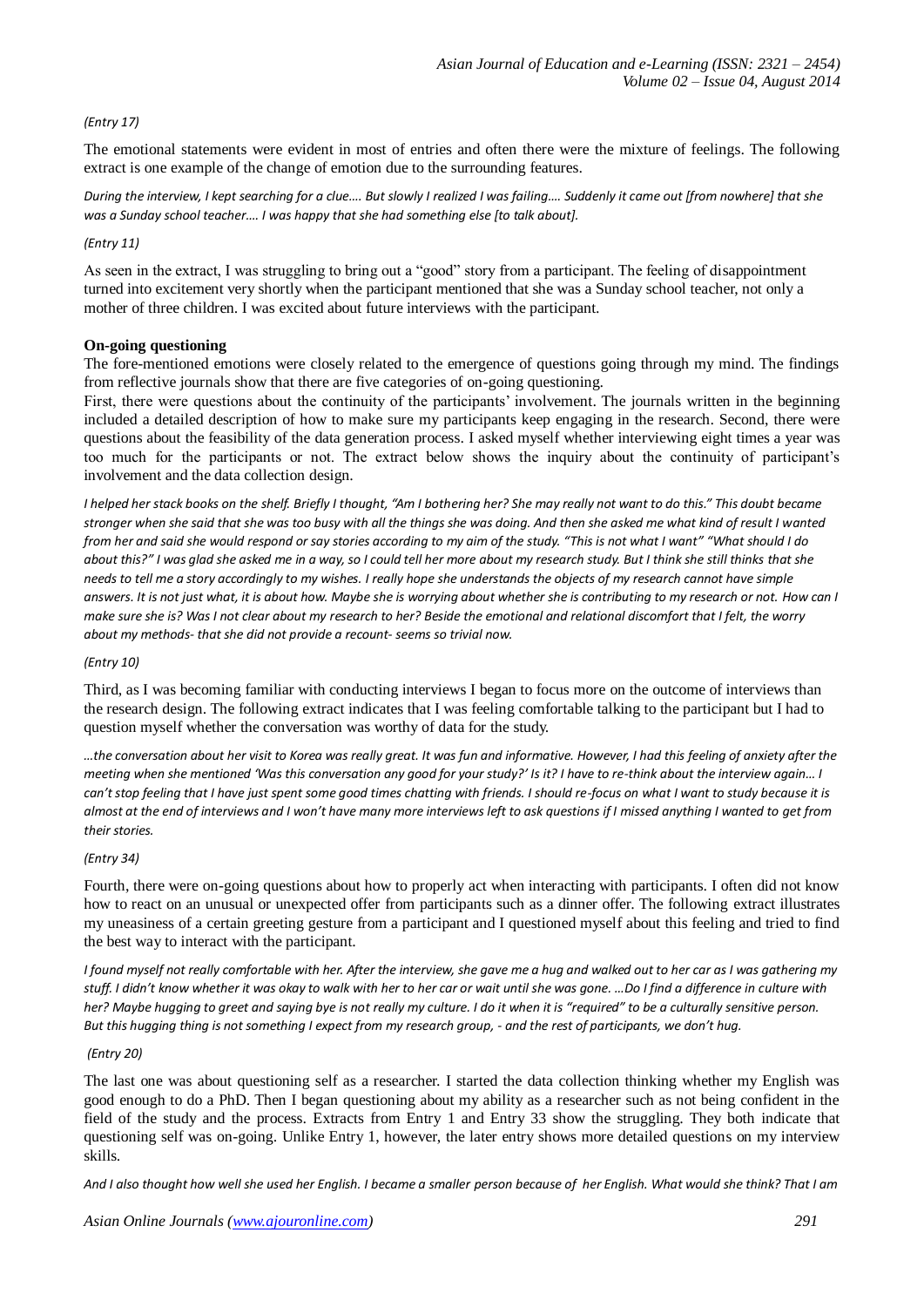*(Entry 17)*

The emotional statements were evident in most of entries and often there were the mixture of feelings. The following extract is one example of the change of emotion due to the surrounding features.

*During the interview, I kept searching for a clue…. But slowly I realized I was failing…. Suddenly it came out [from nowhere] that she was a Sunday school teacher…. I was happy that she had something else [to talk about].*

*(Entry 11)*

As seen in the extract, I was struggling to bring out a "good" story from a participant. The feeling of disappointment turned into excitement very shortly when the participant mentioned that she was a Sunday school teacher, not only a mother of three children. I was excited about future interviews with the participant.

**On-going questioning**

The fore-mentioned emotions were closely related to the emergence of questions going through my mind. The findings from reflective journals show that there are five categories of on-going questioning.

First, there were questions about the continuity of the participants' involvement. The journals written in the beginning included a detailed description of how to make sure my participants keep engaging in the research. Second, there were questions about the feasibility of the data generation process. I asked myself whether interviewing eight times a year was too much for the participants or not. The extract below shows the inquiry about the continuity of participant's involvement and the data collection design.

*I helped her stack books on the shelf. Briefly I thought, "Am I bothering her? She may really not want to do this." This doubt became stronger when she said that she was too busy with all the things she was doing. And then she asked me what kind of result I wanted from her and said she would respond or say stories according to my aim of the study. "This is not what I want" "What should I do about this?" I was glad she asked me in a way, so I could tell her more about my research study. But I think she still thinks that she needs to tell me a story accordingly to my wishes. I really hope she understands the objects of my research cannot have simple answers. It is not just what, it is about how. Maybe she is worrying about whether she is contributing to my research or not. How can I make sure she is? Was I not clear about my research to her? Beside the emotional and relational discomfort that I felt, the worry about my methods- that she did not provide a recount- seems so trivial now.*

*(Entry 10)*

Third, as I was becoming familiar with conducting interviews I began to focus more on the outcome of interviews than the research design. The following extract indicates that I was feeling comfortable talking to the participant but I had to question myself whether the conversation was worthy of data for the study.

*…the conversation about her visit to Korea was really great. It was fun and informative. However, I had this feeling of anxiety after the meeting when she mentioned 'Was this conversation any good for your study?' Is it? I have to re-think about the interview again… I can't stop feeling that I have just spent some good times chatting with friends. I should re-focus on what I want to study because it is almost at the end of interviews and I won't have many more interviews left to ask questions if I missed anything I wanted to get from their stories.*

*(Entry 34)*

Fourth, there were on-going questions about how to properly act when interacting with participants. I often did not know how to react on an unusual or unexpected offer from participants such as a dinner offer. The following extract illustrates my uneasiness of a certain greeting gesture from a participant and I questioned myself about this feeling and tried to find the best way to interact with the participant.

*I found myself not really comfortable with her. After the interview, she gave me a hug and walked out to her car as I was gathering my stuff. I didn't know whether it was okay to walk with her to her car or wait until she was gone. …Do I find a difference in culture with her? Maybe hugging to greet and saying bye is not really my culture. I do it when it is "required" to be a culturally sensitive person. But this hugging thing is not something I expect from my research group, - and the rest of participants, we don't hug.*

*(Entry 20)*

The last one was about questioning self as a researcher. I started the data collection thinking whether my English was good enough to do a PhD. Then I began questioning about my ability as a researcher such as not being confident in the field of the study and the process. Extracts from Entry 1 and Entry 33 show the struggling. They both indicate that questioning self was on-going. Unlike Entry 1, however, the later entry shows more detailed questions on my interview skills.

*And I also thought how well she used her English. I became a smaller person because of her English. What would she think? That I am*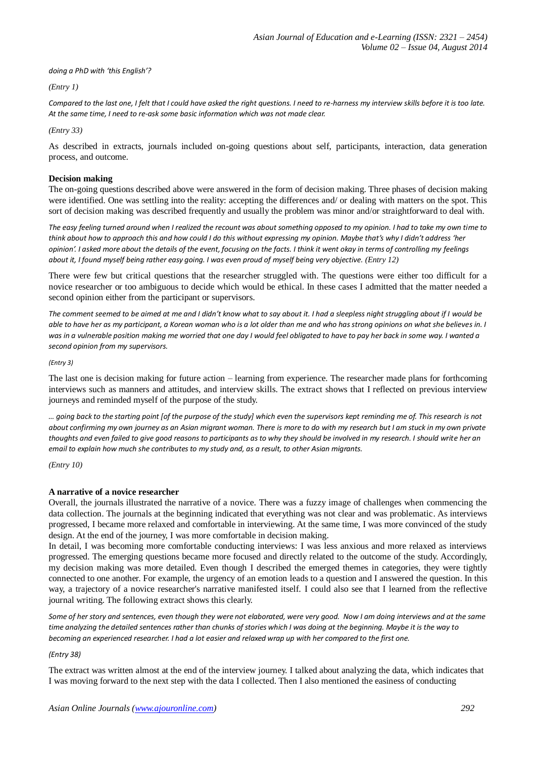*doing a PhD with 'this English'?*

*(Entry 1)*

*Compared to the last one, I felt that I could have asked the right questions. I need to re-harness my interview skills before it is too late. At the same time, I need to re-ask some basic information which was not made clear.*

*(Entry 33)*

As described in extracts, journals included on-going questions about self, participants, interaction, data generation process, and outcome.

**Decision making**

The on-going questions described above were answered in the form of decision making. Three phases of decision making were identified. One was settling into the reality: accepting the differences and/ or dealing with matters on the spot. This sort of decision making was described frequently and usually the problem was minor and/or straightforward to deal with.

*The easy feeling turned around when I realized the recount was about something opposed to my opinion. I had to take my own time to think about how to approach this and how could I do this without expressing my opinion. Maybe that's why I didn't address 'her opinion'. I asked more about the details of the event, focusing on the facts. I think it went okay in terms of controlling my feelings about it, I found myself being rather easy going. I was even proud of myself being very objective. (Entry 12)*

There were few but critical questions that the researcher struggled with. The questions were either too difficult for a novice researcher or too ambiguous to decide which would be ethical. In these cases I admitted that the matter needed a second opinion either from the participant or supervisors.

*The comment seemed to be aimed at me and I didn't know what to say about it. I had a sleepless night struggling about if I would be able to have her as my participant, a Korean woman who is a lot older than me and who has strong opinions on what she believes in. I was in a vulnerable position making me worried that one day I would feel obligated to have to pay her back in some way. I wanted a second opinion from my supervisors.*

*(Entry 3)*

The last one is decision making for future action – learning from experience. The researcher made plans for forthcoming interviews such as manners and attitudes, and interview skills. The extract shows that I reflected on previous interview journeys and reminded myself of the purpose of the study.

*… going back to the starting point [of the purpose of the study] which even the supervisors kept reminding me of. This research is not about confirming my own journey as an Asian migrant woman. There is more to do with my research but I am stuck in my own private thoughts and even failed to give good reasons to participants as to why they should be involved in my research. I should write her an email to explain how much she contributes to my study and, as a result, to other Asian migrants.*

*(Entry 10)*

**A narrative of a novice researcher**

Overall, the journals illustrated the narrative of a novice. There was a fuzzy image of challenges when commencing the data collection. The journals at the beginning indicated that everything was not clear and was problematic. As interviews progressed, I became more relaxed and comfortable in interviewing. At the same time, I was more convinced of the study design. At the end of the journey, I was more comfortable in decision making.

In detail, I was becoming more comfortable conducting interviews: I was less anxious and more relaxed as interviews progressed. The emerging questions became more focused and directly related to the outcome of the study. Accordingly, my decision making was more detailed. Even though I described the emerged themes in categories, they were tightly connected to one another. For example, the urgency of an emotion leads to a question and I answered the question. In this way, a trajectory of a novice researcher's narrative manifested itself. I could also see that I learned from the reflective journal writing. The following extract shows this clearly.

*Some of her story and sentences, even though they were not elaborated, were very good. Now I am doing interviews and at the same time analyzing the detailed sentences rather than chunks of stories which I was doing at the beginning. Maybe it is the way to becoming an experienced researcher. I had a lot easier and relaxed wrap up with her compared to the first one.*

*(Entry 38)*

The extract was written almost at the end of the interview journey. I talked about analyzing the data, which indicates that I was moving forward to the next step with the data I collected. Then I also mentioned the easiness of conducting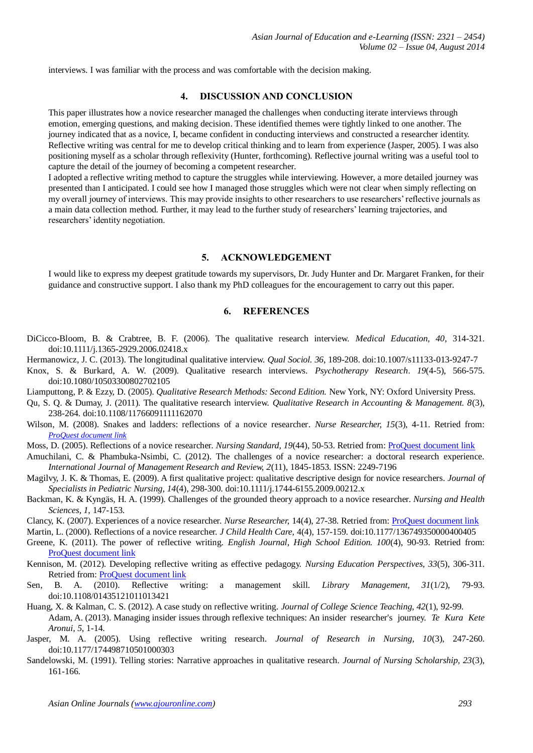interviews. I was familiar with the process and was comfortable with the decision making.

## 4. DISCUSSION AND CONCLUSION

This paper illustrates how a novice researcher managed the challenges when conducting iterate interviews through emotion, emerging questions, and making decision. These identified themes were tightly linked to one another. The journey indicated that as a novice, I, became confident in conducting interviews and constructed a researcher identity. Reflective writing was central for me to develop critical thinking and to learn from experience (Jasper, 2005). I was also positioning myself as a scholar through reflexivity (Hunter, forthcoming). Reflective journal writing was a useful tool to capture the detail of the journey of becoming a competent researcher.

I adopted a reflective writing method to capture the struggles while interviewing. However, a more detailed journey was presented than I anticipated. I could see how I managed those struggles which were not clear when simply reflecting on my overall journey of interviews. This may provide insights to other researchers to use researchers' reflective journals as a main data collection method. Further, it may lead to the further study of researchers' learning trajectories, and researchers' identity negotiation.

## 5. ACKNOWLEDGEMENT

I would like to express my deepest gratitude towards my supervisors, Dr. Judy Hunter and Dr. Margaret Franken, for their guidance and constructive support. I also thank my PhD colleagues for the encouragement to carry out this paper.

## 6. REFERENCES

DiCicco-Bloom, B. & Crabtree, B. F. (2006). The qualitative research interview. *Medical Education, 40*, 314-321. doi:10.1111/j.1365-2929.2006.02418.x

Hermanowicz, J. C. (2013). The longitudinal qualitative interview. *Qual Sociol. 36*, 189-208. doi:10.1007/s11133-013-9247-7

Knox, S. & Burkard, A. W. (2009). Qualitative research interviews. *Psychotherapy Research*. *19*(4-5), 566-575. doi:10.1080/10503300802702105

Liamputtong, P. & Ezzy, D. (2005). *Qualitative Research Methods: Second Edition.* New York, NY: Oxford University Press.

Qu, S. Q. & Dumay, J. (2011). The qualitative research interview. *Qualitative Research in Accounting & Management. 8*(3), 238-264. doi:10.1108/11766091111162070

Wilson, M. (2008). Snakes and ladders: reflections of a novice researcher. *Nurse Researcher, 15*(3), 4-11. Retried from: *ProQuest document link*

Moss, D. (2005). Reflections of a novice researcher. *Nursing Standard, 19*(44), 50-53. Retried from: ProQuest document link

Amuchilani, C. & Phambuka-Nsimbi, C. (2012). The challenges of a novice researcher: a doctoral research experience. *International Journal of Management Research and Review, 2*(11), 1845-1853. ISSN: 2249-7196

Magilvy, J. K. & Thomas, E. (2009). A first qualitative project: qualitative descriptive design for novice researchers. *Journal of Specialists in Pediatric Nursing, 14*(4), 298-300. doi:10.1111/j.1744-6155.2009.00212.x

Backman, K. & Kyngäs, H. A. (1999). Challenges of the grounded theory approach to a novice researcher. *Nursing and Health Sciences, 1*, 147-153.

Clancy, K. (2007). Experiences of a novice researcher. *Nurse Researcher,* 14(4), 27-38. Retried from: ProQuest document link

Martin, L. (2000). Reflections of a novice researcher. *J Child Health Care,* 4(4), 157-159. doi:10.1177/136749350000400405

Greene, K. (2011). The power of reflective writing. *English Journal, High School Edition. 100*(4), 90-93. Retried from: ProQuest document link

Kennison, M. (2012). Developing reflective writing as effective pedagogy. *Nursing Education Perspectives, 33*(5), 306-311. Retried from: ProQuest document link

Sen, B. A. (2010). Reflective writing: a management skill. *Library Management, 31*(1/2), 79-93. doi:10.1108/01435121011013421

Huang, X. & Kalman, C. S. (2012). A case study on reflective writing. *Journal of College Science Teaching, 42*(1), 92-99.

Adam, A. (2013). Managing insider issues through reflexive techniques: An insider researcher's journey. *Te Kura Kete Aronui, 5*, 1-14.

Jasper, M. A. (2005). Using reflective writing research. *Journal of Research in Nursing, 10*(3), 247-260. doi:10.1177/174498710501000303

Sandelowski, M. (1991). Telling stories: Narrative approaches in qualitative research. *Journal of Nursing Scholarship, 23*(3), 161-166.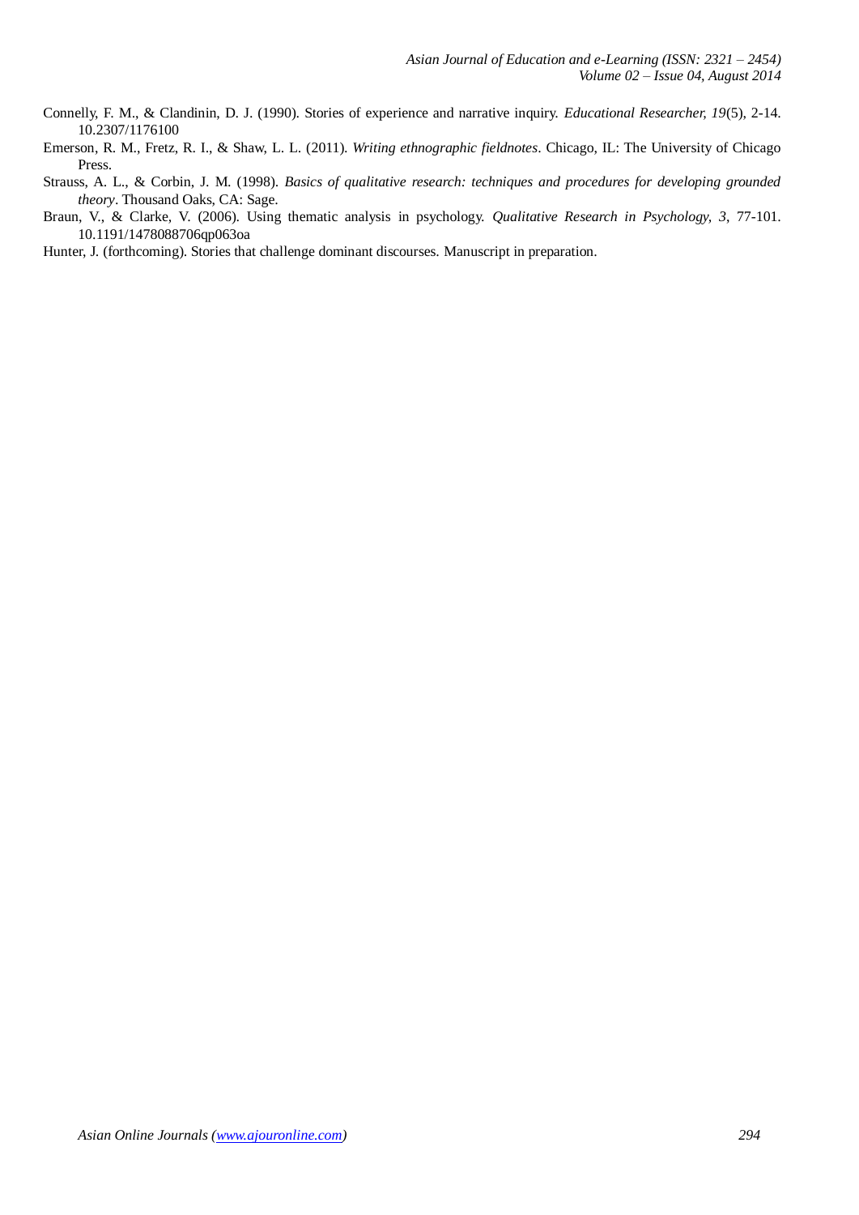Connelly, F. M., & Clandinin, D. J. (1990). Stories of experience and narrative inquiry. *Educational Researcher, 19*(5), 2-14. 10.2307/1176100

Emerson, R. M., Fretz, R. I., & Shaw, L. L. (2011). *Writing ethnographic fieldnotes*. Chicago, IL: The University of Chicago Press.

Strauss, A. L., & Corbin, J. M. (1998). *Basics of qualitative research: techniques and procedures for developing grounded theory*. Thousand Oaks, CA: Sage.

Braun, V., & Clarke, V. (2006). Using thematic analysis in psychology. *Qualitative Research in Psychology, 3*, 77-101. 10.1191/1478088706qp063oa

Hunter, J. (forthcoming). Stories that challenge dominant discourses. Manuscript in preparation.